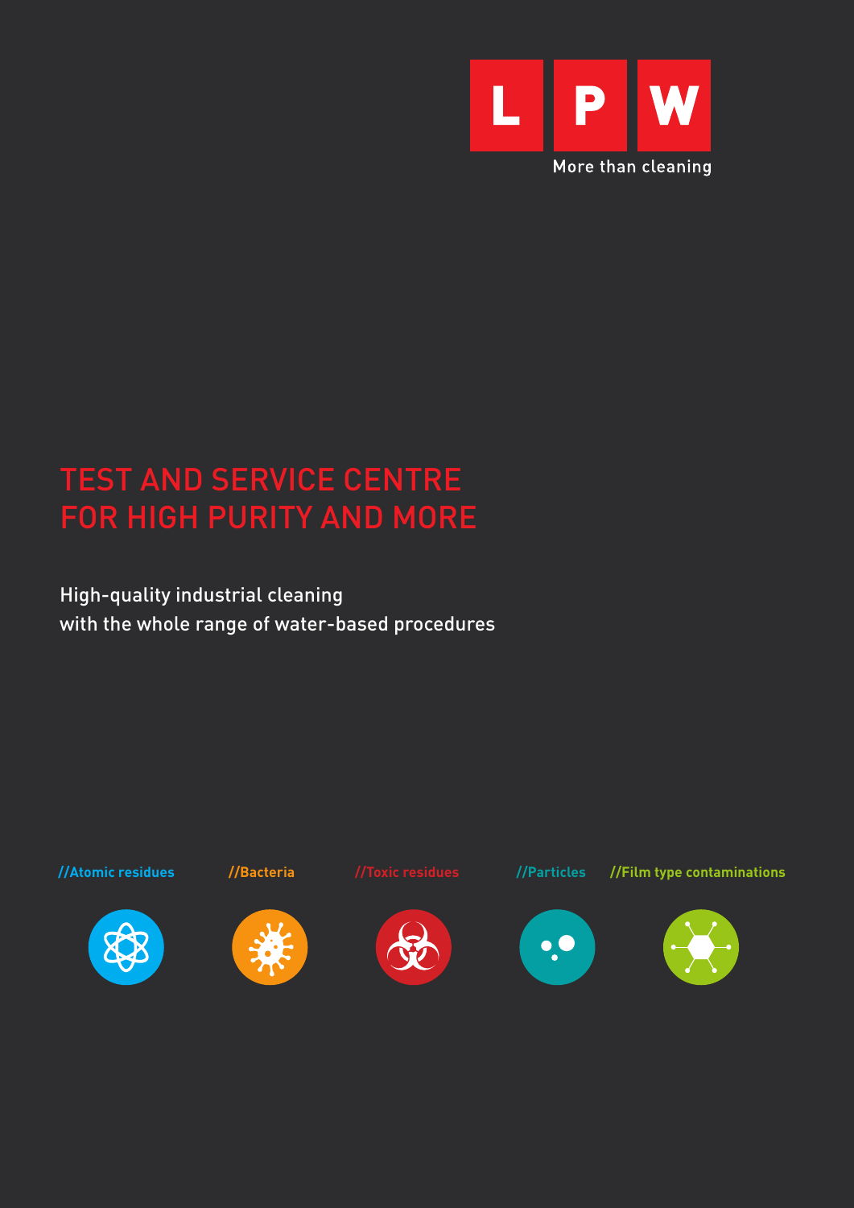LPW

More than cleaning

# TEST AND SERVICE CENTRE FOR HIGH PURITY AND MORE

High-quality industrial cleaning
with the whole range of water-based procedures

**//Atomic residues** **//Bacteria** **//Toxic residues** **//Particles** **//Film type contaminations**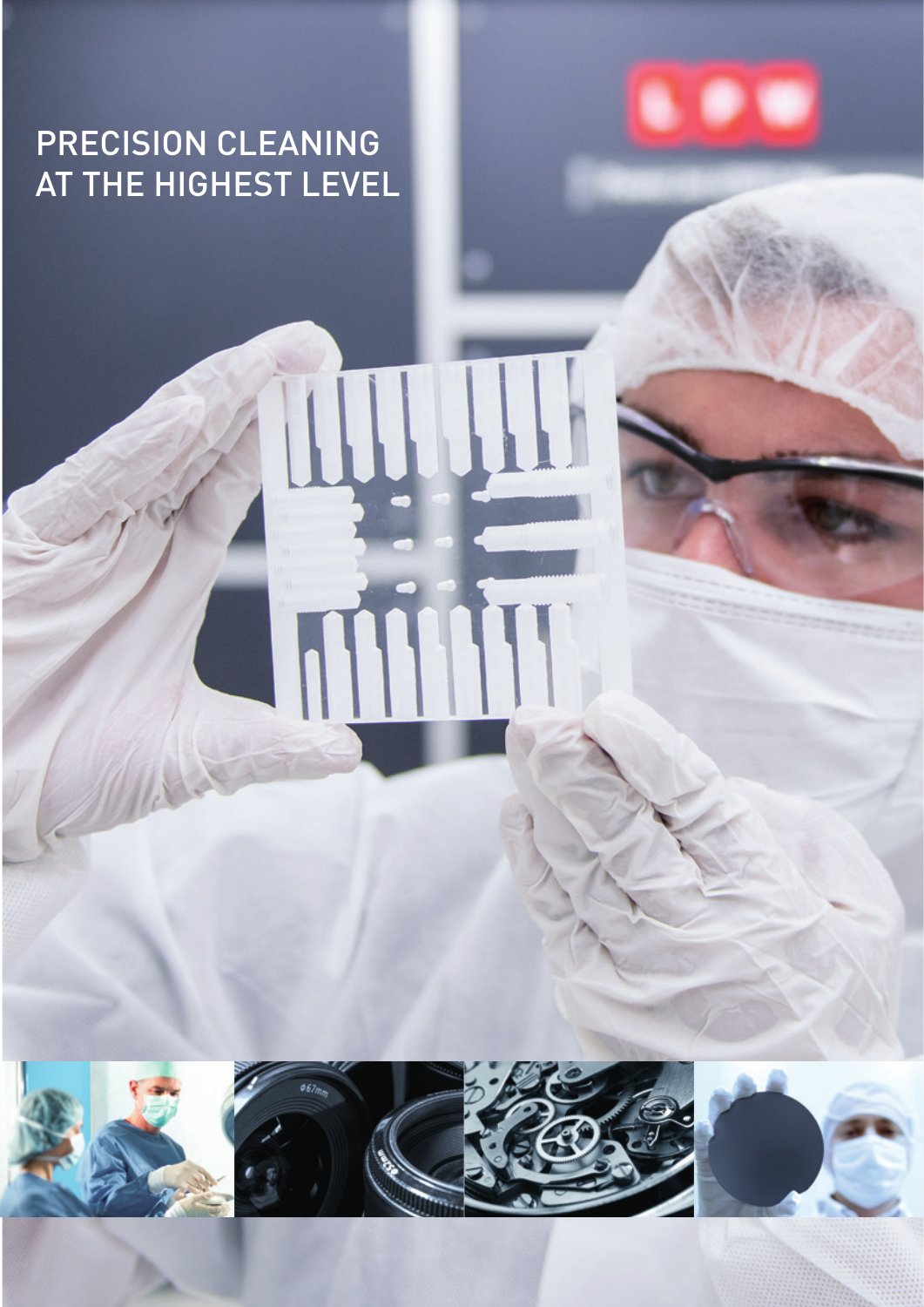# PRECISION CLEANING AT THE HIGHEST LEVEL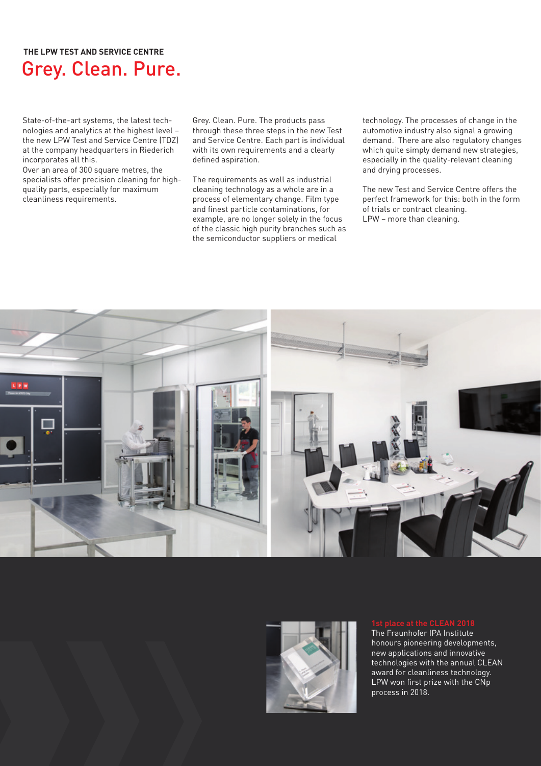**THE LPW TEST AND SERVICE CENTRE**

# Grey. Clean. Pure.

State-of-the-art systems, the latest technologies and analytics at the highest level – the new LPW Test and Service Centre (TDZ) at the company headquarters in Riederich incorporates all this.
Over an area of 300 square metres, the specialists offer precision cleaning for high-quality parts, especially for maximum cleanliness requirements.

Grey. Clean. Pure. The products pass through these three steps in the new Test and Service Centre. Each part is individual with its own requirements and a clearly defined aspiration.

The requirements as well as industrial cleaning technology as a whole are in a process of elementary change. Film type and finest particle contaminations, for example, are no longer solely in the focus of the classic high purity branches such as the semiconductor suppliers or medical technology. The processes of change in the automotive industry also signal a growing demand. There are also regulatory changes which quite simply demand new strategies, especially in the quality-relevant cleaning and drying processes.

The new Test and Service Centre offers the perfect framework for this: both in the form of trials or contract cleaning.
LPW – more than cleaning.

**1st place at the CLEAN 2018**
The Fraunhofer IPA Institute honours pioneering developments, new applications and innovative technologies with the annual CLEAN award for cleanliness technology. LPW won first prize with the CNp process in 2018.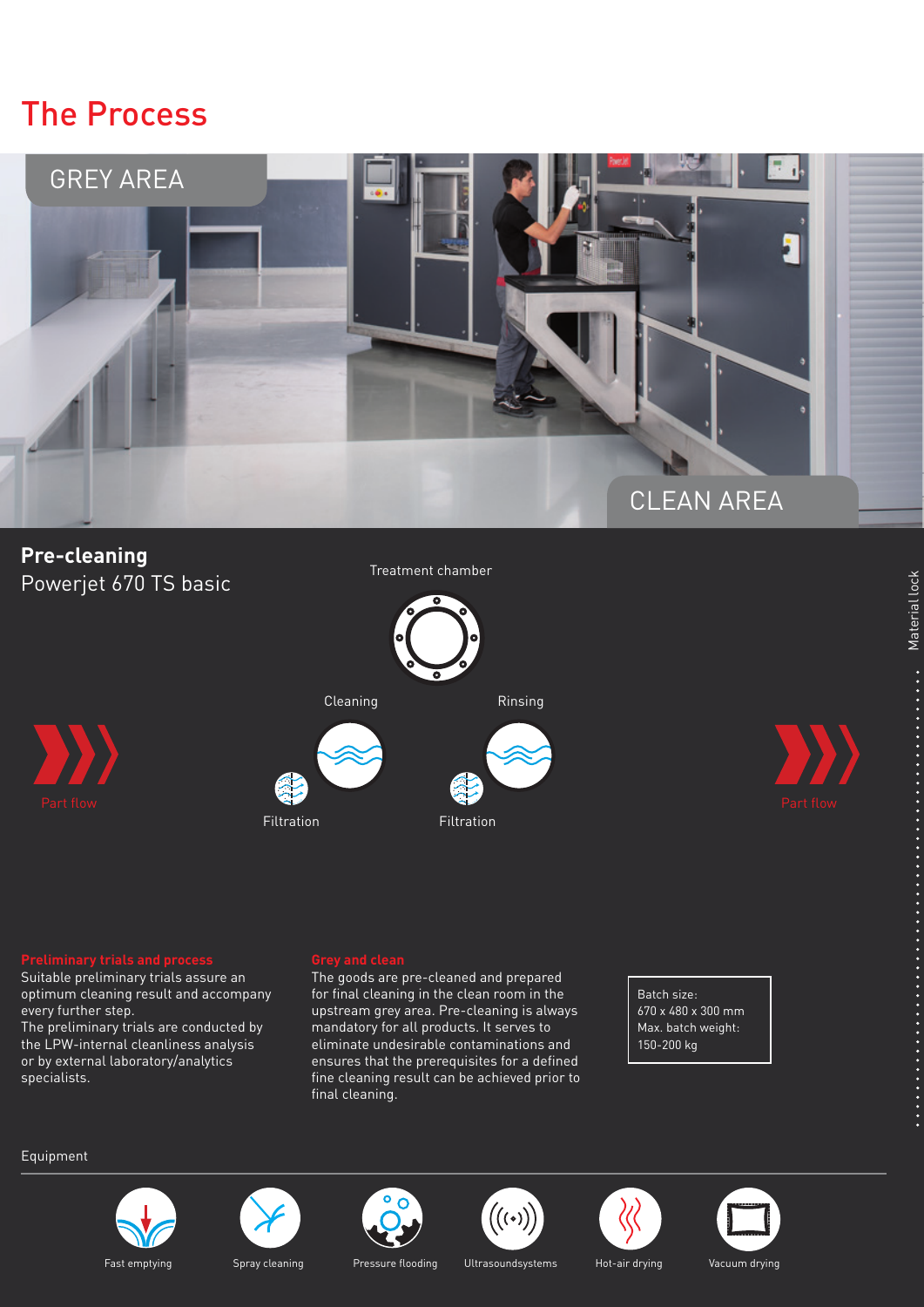# The Process

GREY AREA

CLEAN AREA

## Pre-cleaning

Powerjet 670 TS basic

Treatment chamber

Cleaning

Rinsing

Filtration

Filtration

Part flow

Part flow

Material lock

**Preliminary trials and process**

Suitable preliminary trials assure an optimum cleaning result and accompany every further step.
The preliminary trials are conducted by the LPW-internal cleanliness analysis or by external laboratory/analytics specialists.

**Grey and clean**

The goods are pre-cleaned and prepared for final cleaning in the clean room in the upstream grey area. Pre-cleaning is always mandatory for all products. It serves to eliminate undesirable contaminations and ensures that the prerequisites for a defined fine cleaning result can be achieved prior to final cleaning.

Batch size:
670 x 480 x 300 mm
Max. batch weight:
150-200 kg

Equipment

- Fast emptying
- Spray cleaning
- Pressure flooding
- Ultrasoundsystems
- Hot-air drying
- Vacuum drying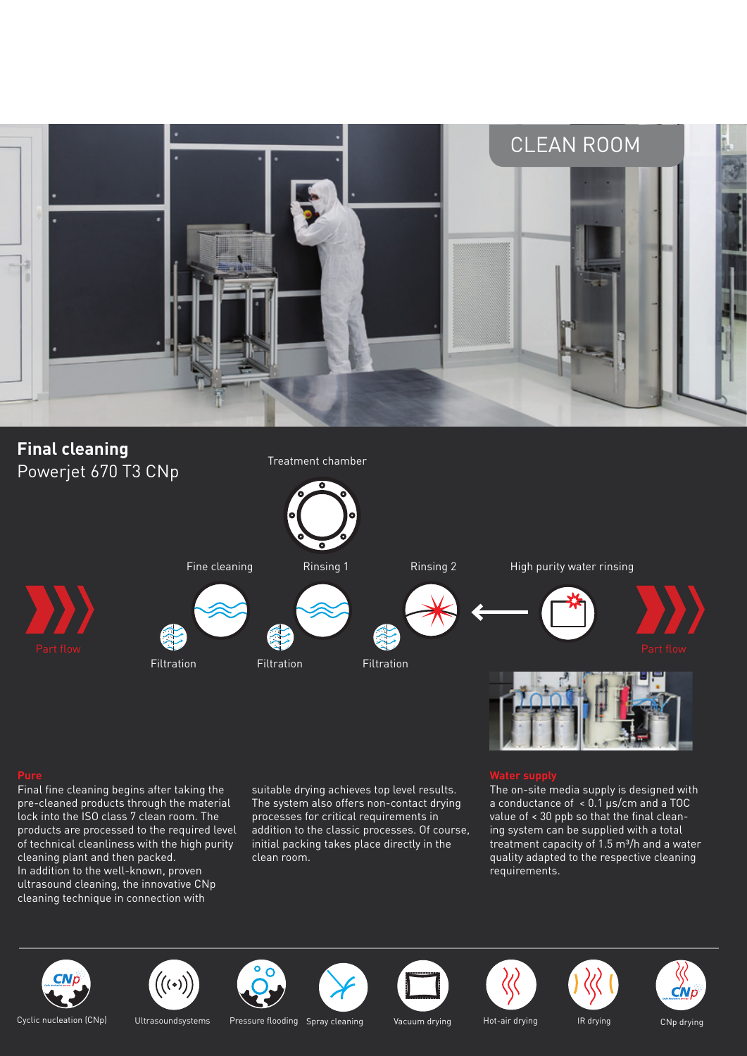CLEAN ROOM

## Final cleaning

Powerjet 670 T3 CNp

Treatment chamber

Part flow — Fine cleaning — Rinsing 1 — Rinsing 2 ← High purity water rinsing — Part flow

Filtration — Filtration — Filtration

### Pure

Final fine cleaning begins after taking the pre-cleaned products through the material lock into the ISO class 7 clean room. The products are processed to the required level of technical cleanliness with the high purity cleaning plant and then packed.
In addition to the well-known, proven ultrasound cleaning, the innovative CNp cleaning technique in connection with suitable drying achieves top level results. The system also offers non-contact drying processes for critical requirements in addition to the classic processes. Of course, initial packing takes place directly in the clean room.

### Water supply

The on-site media supply is designed with a conductance of < 0.1 µs/cm and a TOC value of < 30 ppb so that the final cleaning system can be supplied with a total treatment capacity of 1.5 m³/h and a water quality adapted to the respective cleaning requirements.

Cyclic nucleation (CNp) | Ultrasoundsystems | Pressure flooding | Spray cleaning | Vacuum drying | Hot-air drying | IR drying | CNp drying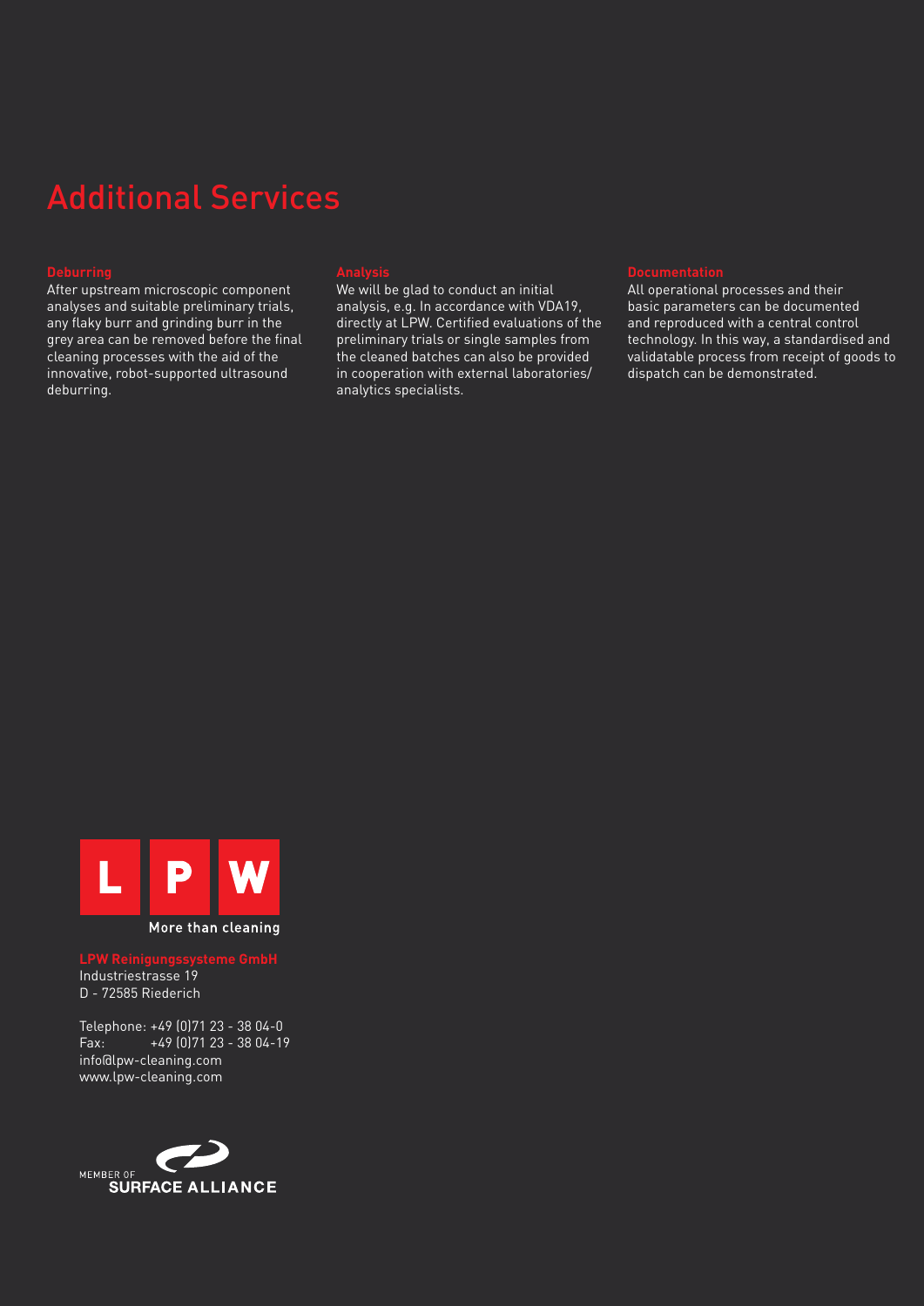# Additional Services

### Deburring

After upstream microscopic component analyses and suitable preliminary trials, any flaky burr and grinding burr in the grey area can be removed before the final cleaning processes with the aid of the innovative, robot-supported ultrasound deburring.

### Analysis

We will be glad to conduct an initial analysis, e.g. In accordance with VDA19, directly at LPW. Certified evaluations of the preliminary trials or single samples from the cleaned batches can also be provided in cooperation with external laboratories/ analytics specialists.

### Documentation

All operational processes and their basic parameters can be documented and reproduced with a central control technology. In this way, a standardised and validatable process from receipt of goods to dispatch can be demonstrated.

L P W

More than cleaning

**LPW Reinigungssysteme GmbH**
Industriestrasse 19
D - 72585 Riederich

Telephone: +49 (0)71 23 - 38 04-0
Fax: +49 (0)71 23 - 38 04-19
info@lpw-cleaning.com
www.lpw-cleaning.com

MEMBER OF SURFACE ALLIANCE